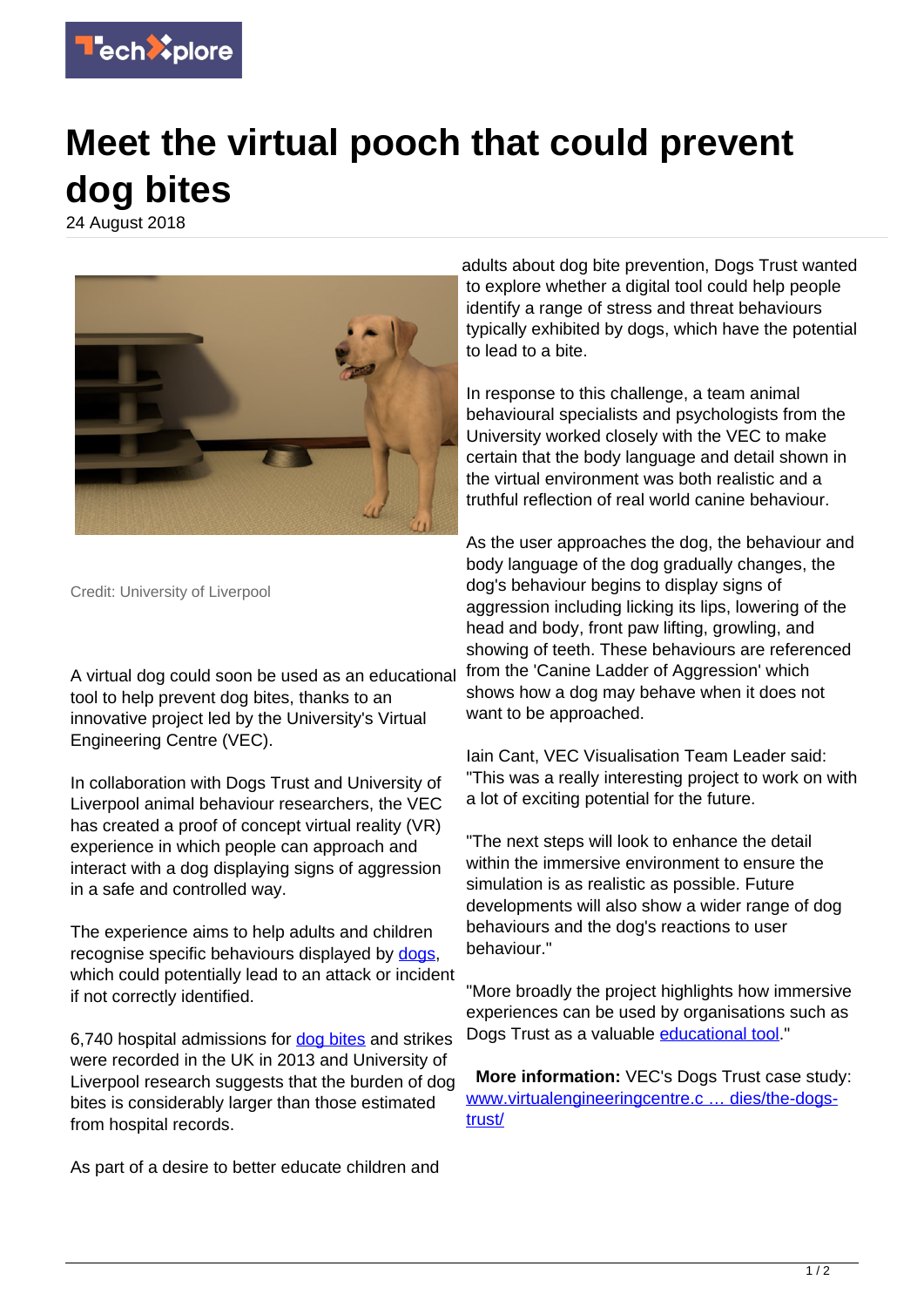# Meet the virtual pooch that could prevent dog bites

24 August 2018

Credit: University of Liverpool

A virtual dog could soon be used as an educational tool to help prevent dog bites, thanks to an innovative project led by the University's Virtual Engineering Centre (VEC).

In collaboration with Dogs Trust and University of Liverpool animal behaviour researchers, the VEC has created a proof of concept virtual reality (VR) experience in which people can approach and interact with a dog displaying signs of aggression in a safe and controlled way.

The experience aims to help adults and children recognise specific behaviours displayed by dogs, which could potentially lead to an attack or incident if not correctly identified.

6,740 hospital admissions for dog bites and strikes were recorded in the UK in 2013 and University of Liverpool research suggests that the burden of dog bites is considerably larger than those estimated from hospital records.

As part of a desire to better educate children and adults about dog bite prevention, Dogs Trust wanted to explore whether a digital tool could help people identify a range of stress and threat behaviours typically exhibited by dogs, which have the potential to lead to a bite.

In response to this challenge, a team animal behavioural specialists and psychologists from the University worked closely with the VEC to make certain that the body language and detail shown in the virtual environment was both realistic and a truthful reflection of real world canine behaviour.

As the user approaches the dog, the behaviour and body language of the dog gradually changes, the dog's behaviour begins to display signs of aggression including licking its lips, lowering of the head and body, front paw lifting, growling, and showing of teeth. These behaviours are referenced from the 'Canine Ladder of Aggression' which shows how a dog may behave when it does not want to be approached.

Iain Cant, VEC Visualisation Team Leader said: "This was a really interesting project to work on with a lot of exciting potential for the future.

"The next steps will look to enhance the detail within the immersive environment to ensure the simulation is as realistic as possible. Future developments will also show a wider range of dog behaviours and the dog's reactions to user behaviour."

"More broadly the project highlights how immersive experiences can be used by organisations such as Dogs Trust as a valuable educational tool."

**More information:** VEC's Dogs Trust case study: www.virtualengineeringcentre.c … dies/the-dogs-trust/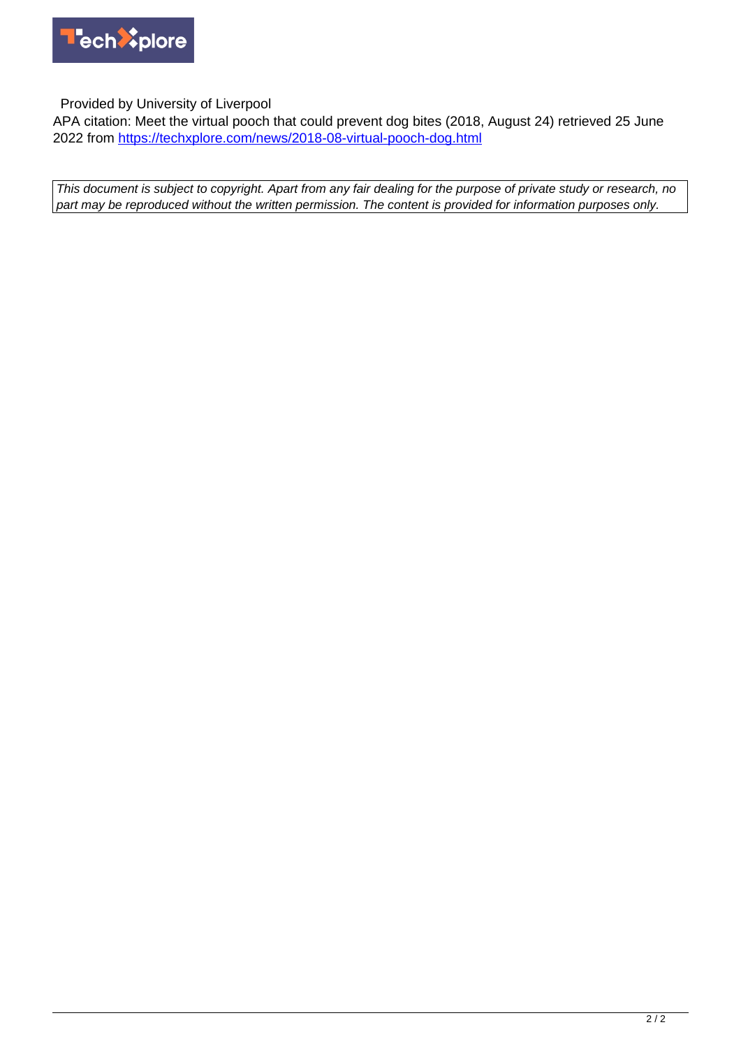Provided by University of Liverpool

APA citation: Meet the virtual pooch that could prevent dog bites (2018, August 24) retrieved 25 June 2022 from https://techxplore.com/news/2018-08-virtual-pooch-dog.html

*This document is subject to copyright. Apart from any fair dealing for the purpose of private study or research, no part may be reproduced without the written permission. The content is provided for information purposes only.*